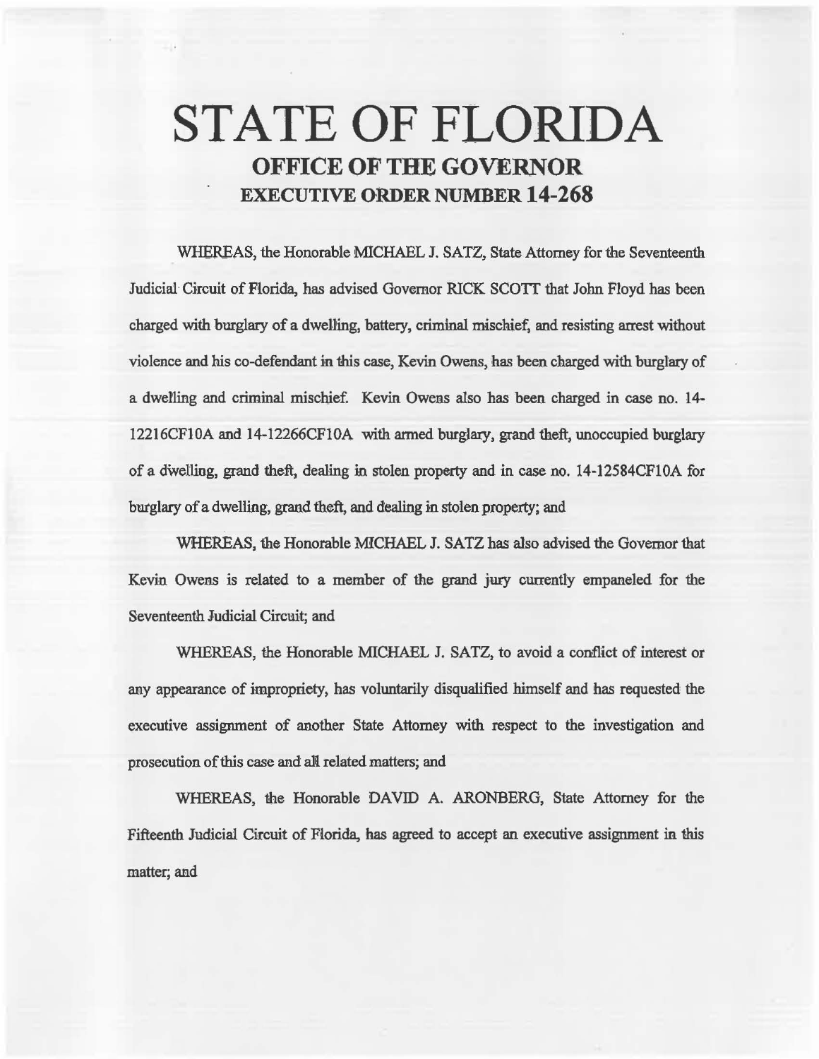# STATE OF FLORIDA

## OFFICE OF THE GOVERNOR

## EXECUTIVE ORDER NUMBER 14-268

WHEREAS, the Honorable MICHAEL J. SATZ, State Attorney for the Seventeenth Judicial Circuit of Florida, has advised Governor RICK SCOTT that John Floyd has been charged with burglary of a dwelling, battery, criminal mischief, and resisting arrest without violence and his co-defendant in this case, Kevin Owens, has been charged with burglary of a dwelling and criminal mischief. Kevin Owens also has been charged in case no. 14-12216CF10A and 14-12266CF10A with armed burglary, grand theft, unoccupied burglary of a dwelling, grand theft, dealing in stolen property and in case no. 14-12584CF10A for burglary of a dwelling, grand theft, and dealing in stolen property; and

WHEREAS, the Honorable MICHAEL J. SATZ has also advised the Governor that Kevin Owens is related to a member of the grand jury currently empaneled for the Seventeenth Judicial Circuit; and

WHEREAS, the Honorable MICHAEL J. SATZ, to avoid a conflict of interest or any appearance of impropriety, has voluntarily disqualified himself and has requested the executive assignment of another State Attorney with respect to the investigation and prosecution of this case and all related matters; and

WHEREAS, the Honorable DAVID A. ARONBERG, State Attorney for the Fifteenth Judicial Circuit of Florida, has agreed to accept an executive assignment in this matter; and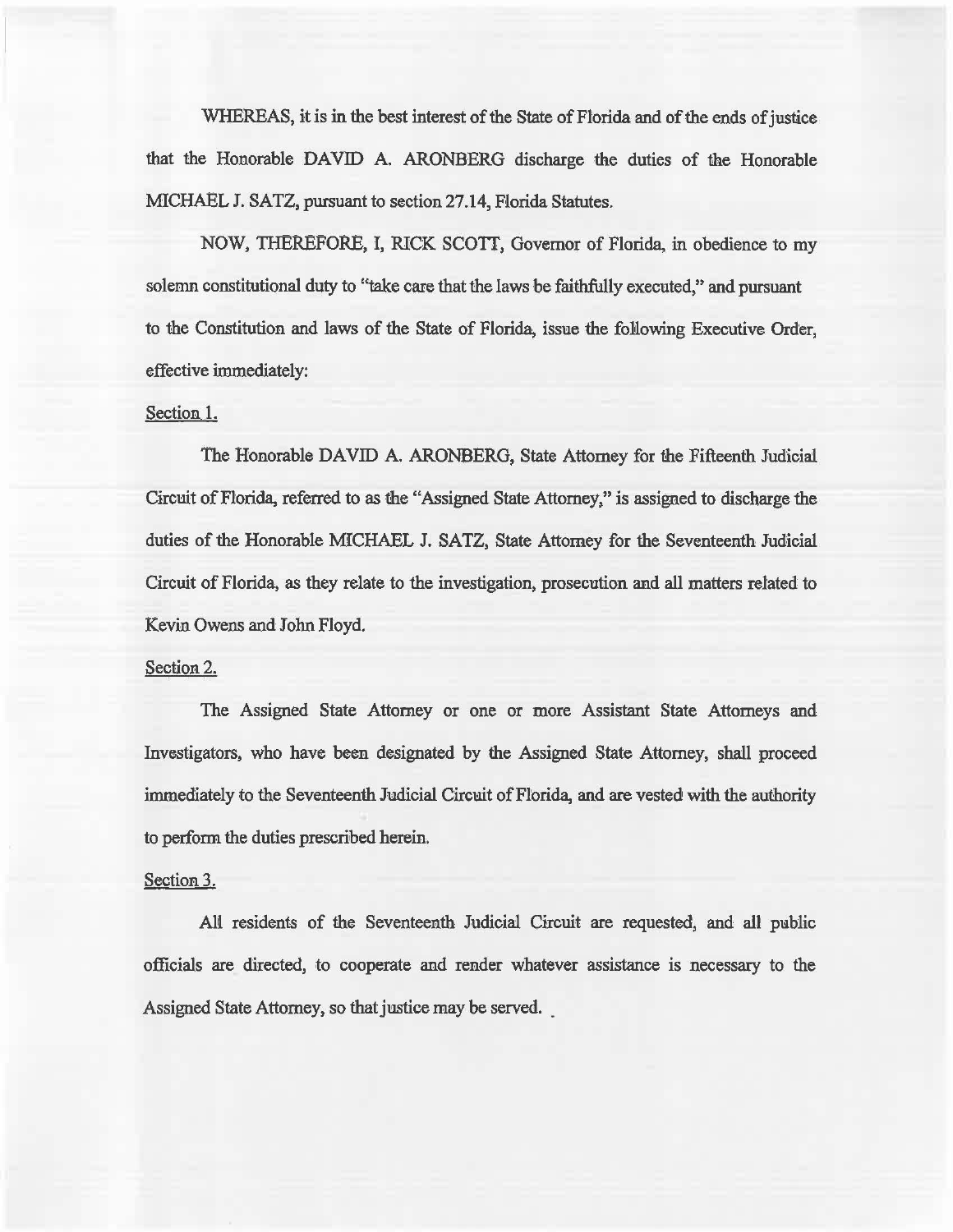WHEREAS, it is in the best interest of the State of Florida and of the ends of justice that the Honorable DAVID A. ARONBERG discharge the duties of the Honorable MICHAEL J. SATZ, pursuant to section 27.14, Florida Statutes.

NOW, THEREFORE, I, RICK SCOTT, Governor of Florida, in obedience to my solemn constitutional duty to "take care that the laws be faithfully executed," and pursuant to the Constitution and laws of the State of Florida, issue the following Executive Order, effective immediately:

Section 1.

The Honorable DAVID A. ARONBERG, State Attorney for the Fifteenth Judicial Circuit of Florida, referred to as the "Assigned State Attorney," is assigned to discharge the duties of the Honorable MICHAEL J. SATZ, State Attorney for the Seventeenth Judicial Circuit of Florida, as they relate to the investigation, prosecution and all matters related to Kevin Owens and John Floyd.

Section 2.

The Assigned State Attorney or one or more Assistant State Attorneys and Investigators, who have been designated by the Assigned State Attorney, shall proceed immediately to the Seventeenth Judicial Circuit of Florida, and are vested with the authority to perform the duties prescribed herein.

Section 3.

All residents of the Seventeenth Judicial Circuit are requested, and all public officials are directed, to cooperate and render whatever assistance is necessary to the Assigned State Attorney, so that justice may be served.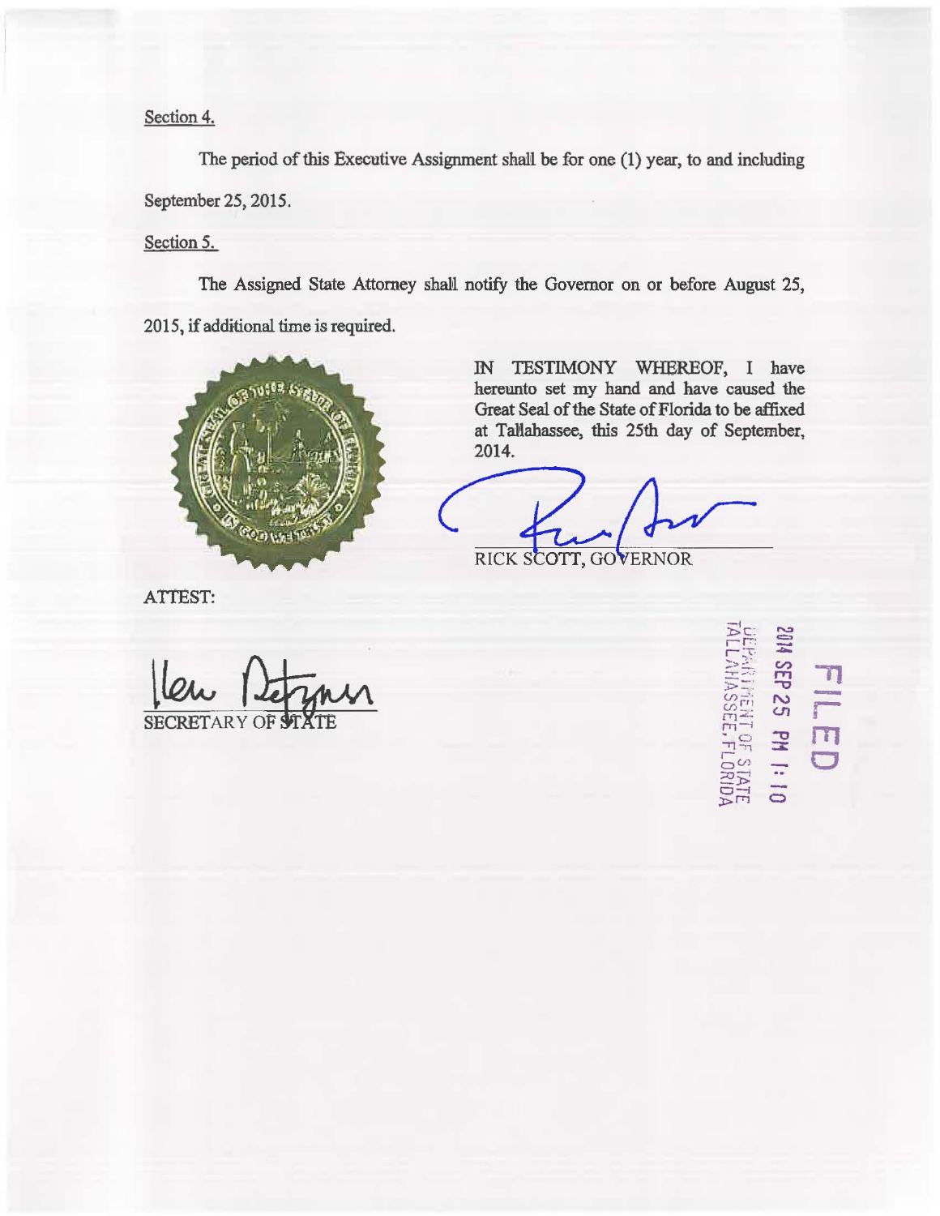Section 4.

The period of this Executive Assignment shall be for one (1) year, to and including September 25, 2015.

Section 5.

The Assigned State Attorney shall notify the Governor on or before August 25, 2015, if additional time is required.

IN TESTIMONY WHEREOF, I have hereunto set my hand and have caused the Great Seal of the State of Florida to be affixed at Tallahassee, this 25th day of September, 2014.

RICK SCOTT, GOVERNOR

ATTEST:

SECRETARY OF STATE

FILED

2014 SEP 25 PM 1:10

DEPARTMENT OF STATE
TALLAHASSEE, FLORIDA